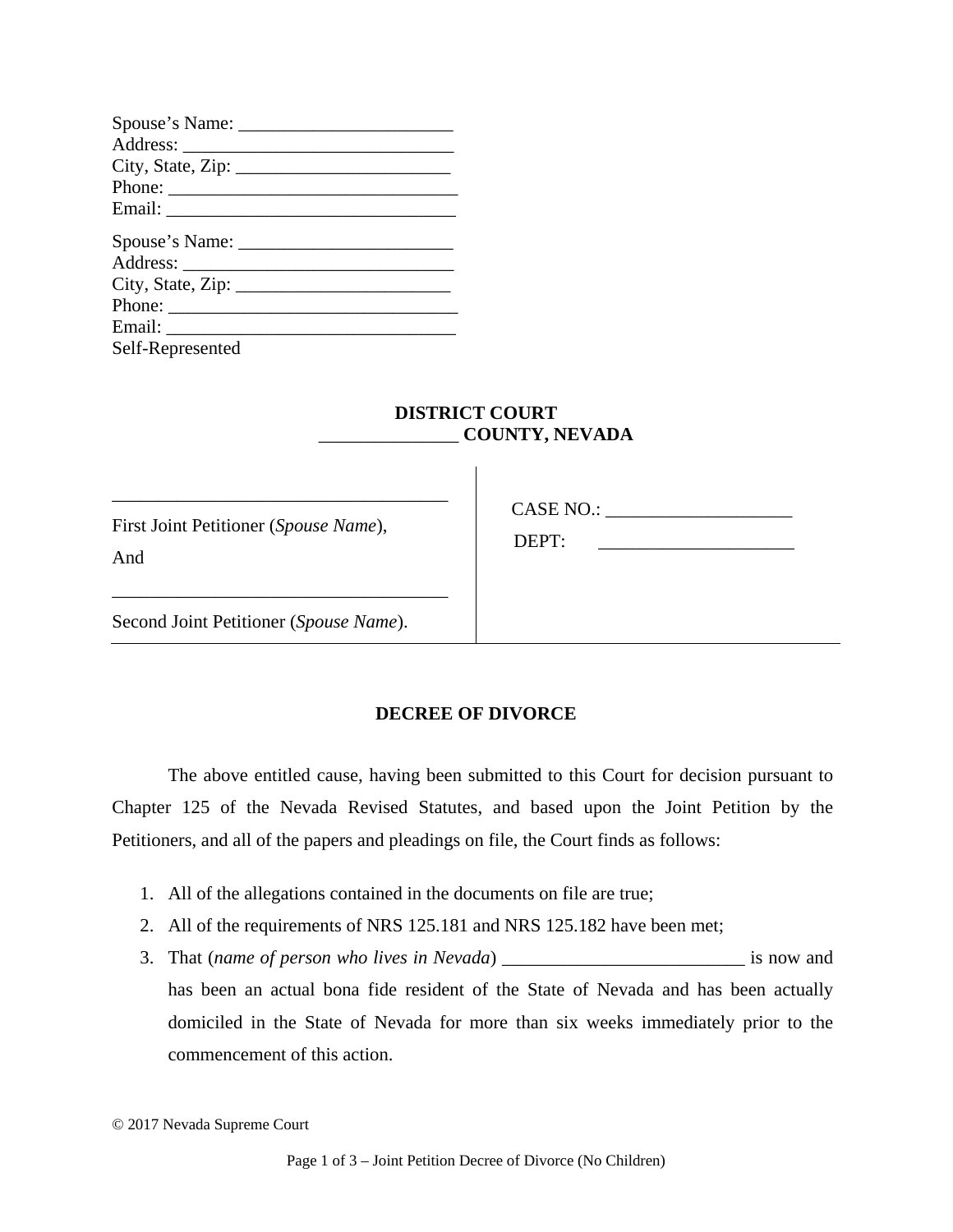Spouse's Name: _______________________
Address: _____________________________
City, State, Zip: _______________________
Phone: _______________________________
Email: _______________________________

Spouse's Name: _______________________
Address: _____________________________
City, State, Zip: _______________________
Phone: _______________________________
Email: _______________________________
Self-Represented

**DISTRICT COURT**
**_______________ COUNTY, NEVADA**

| | |
|---|---|
| ___________________________________ <br> First Joint Petitioner (*Spouse Name*), <br> And <br> ___________________________________ <br> Second Joint Petitioner (*Spouse Name*). | CASE NO.: ____________________ <br> DEPT: _____________________ |

**DECREE OF DIVORCE**

The above entitled cause, having been submitted to this Court for decision pursuant to Chapter 125 of the Nevada Revised Statutes, and based upon the Joint Petition by the Petitioners, and all of the papers and pleadings on file, the Court finds as follows:

1. All of the allegations contained in the documents on file are true;
2. All of the requirements of NRS 125.181 and NRS 125.182 have been met;
3. That (*name of person who lives in Nevada*) __________________________ is now and has been an actual bona fide resident of the State of Nevada and has been actually domiciled in the State of Nevada for more than six weeks immediately prior to the commencement of this action.

© 2017 Nevada Supreme Court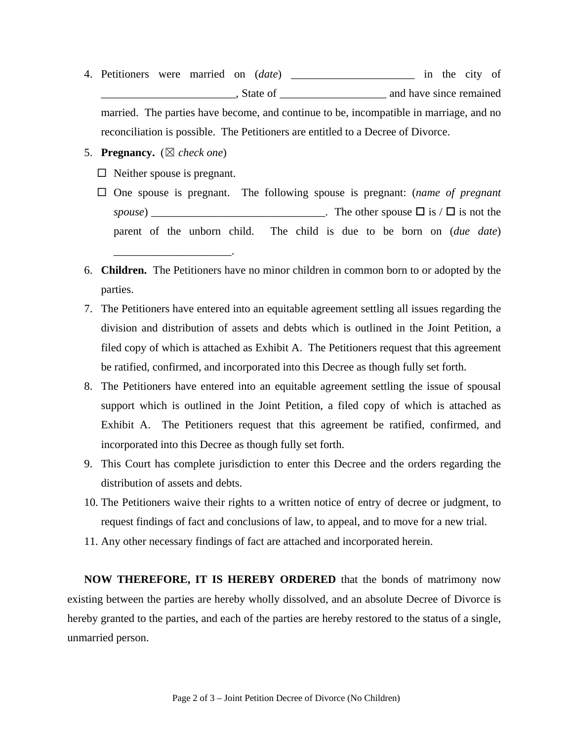4. Petitioners were married on (*date*) ______________________ in the city of ________________________, State of ___________________ and have since remained married. The parties have become, and continue to be, incompatible in marriage, and no reconciliation is possible. The Petitioners are entitled to a Decree of Divorce.

5. **Pregnancy.** (☒ *check one*)

   ☐ Neither spouse is pregnant.

   ☐ One spouse is pregnant. The following spouse is pregnant: (*name of pregnant spouse*) _______________________________. The other spouse ☐ is / ☐ is not the parent of the unborn child. The child is due to be born on (*due date*) _____________________.

6. **Children.** The Petitioners have no minor children in common born to or adopted by the parties.

7. The Petitioners have entered into an equitable agreement settling all issues regarding the division and distribution of assets and debts which is outlined in the Joint Petition, a filed copy of which is attached as Exhibit A. The Petitioners request that this agreement be ratified, confirmed, and incorporated into this Decree as though fully set forth.

8. The Petitioners have entered into an equitable agreement settling the issue of spousal support which is outlined in the Joint Petition, a filed copy of which is attached as Exhibit A. The Petitioners request that this agreement be ratified, confirmed, and incorporated into this Decree as though fully set forth.

9. This Court has complete jurisdiction to enter this Decree and the orders regarding the distribution of assets and debts.

10. The Petitioners waive their rights to a written notice of entry of decree or judgment, to request findings of fact and conclusions of law, to appeal, and to move for a new trial.

11. Any other necessary findings of fact are attached and incorporated herein.

**NOW THEREFORE, IT IS HEREBY ORDERED** that the bonds of matrimony now existing between the parties are hereby wholly dissolved, and an absolute Decree of Divorce is hereby granted to the parties, and each of the parties are hereby restored to the status of a single, unmarried person.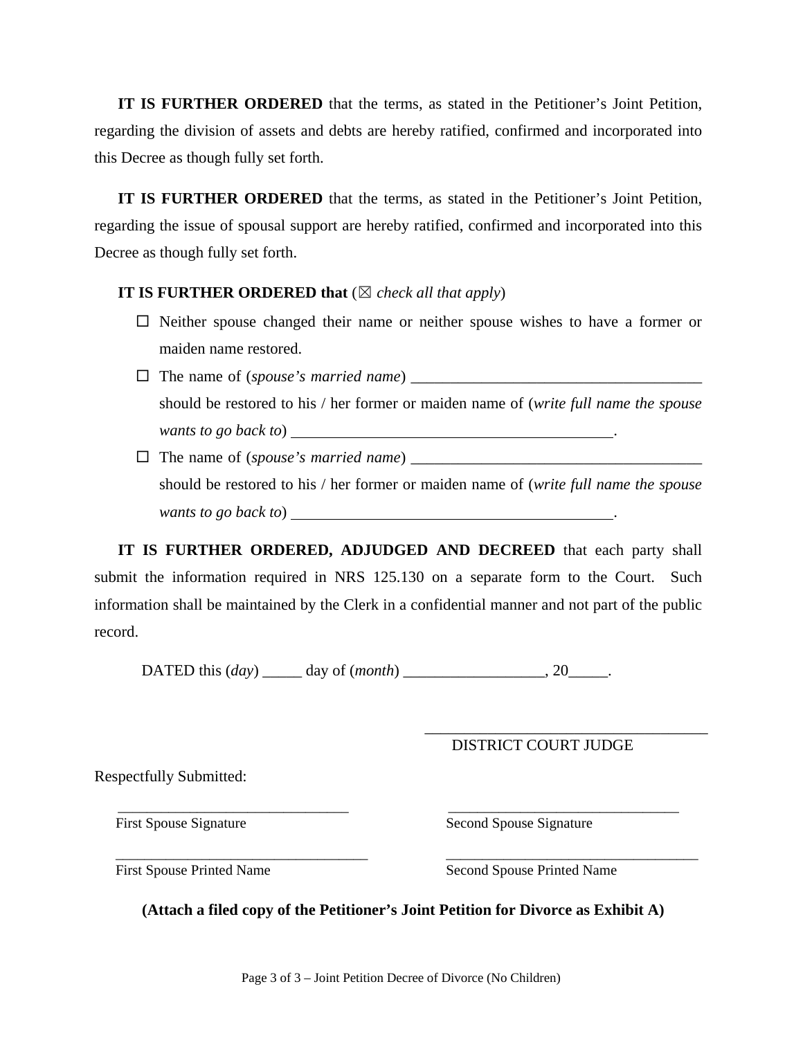**IT IS FURTHER ORDERED** that the terms, as stated in the Petitioner's Joint Petition, regarding the division of assets and debts are hereby ratified, confirmed and incorporated into this Decree as though fully set forth.

**IT IS FURTHER ORDERED** that the terms, as stated in the Petitioner's Joint Petition, regarding the issue of spousal support are hereby ratified, confirmed and incorporated into this Decree as though fully set forth.

**IT IS FURTHER ORDERED that** (☒ *check all that apply*)

- ☐ Neither spouse changed their name or neither spouse wishes to have a former or maiden name restored.
- ☐ The name of (*spouse's married name*) _____________________________________ should be restored to his / her former or maiden name of (*write full name the spouse wants to go back to*) ________________________________________.
- ☐ The name of (*spouse's married name*) _____________________________________ should be restored to his / her former or maiden name of (*write full name the spouse wants to go back to*) ________________________________________.

**IT IS FURTHER ORDERED, ADJUDGED AND DECREED** that each party shall submit the information required in NRS 125.130 on a separate form to the Court. Such information shall be maintained by the Clerk in a confidential manner and not part of the public record.

DATED this (*day*) _____ day of (*month*) __________________, 20_____.

_____________________________________
DISTRICT COURT JUDGE

Respectfully Submitted:

| | |
|---|---|
| _______________________________ | _______________________________ |
| First Spouse Signature | Second Spouse Signature |
| _______________________________ | _______________________________ |
| First Spouse Printed Name | Second Spouse Printed Name |

**(Attach a filed copy of the Petitioner's Joint Petition for Divorce as Exhibit A)**